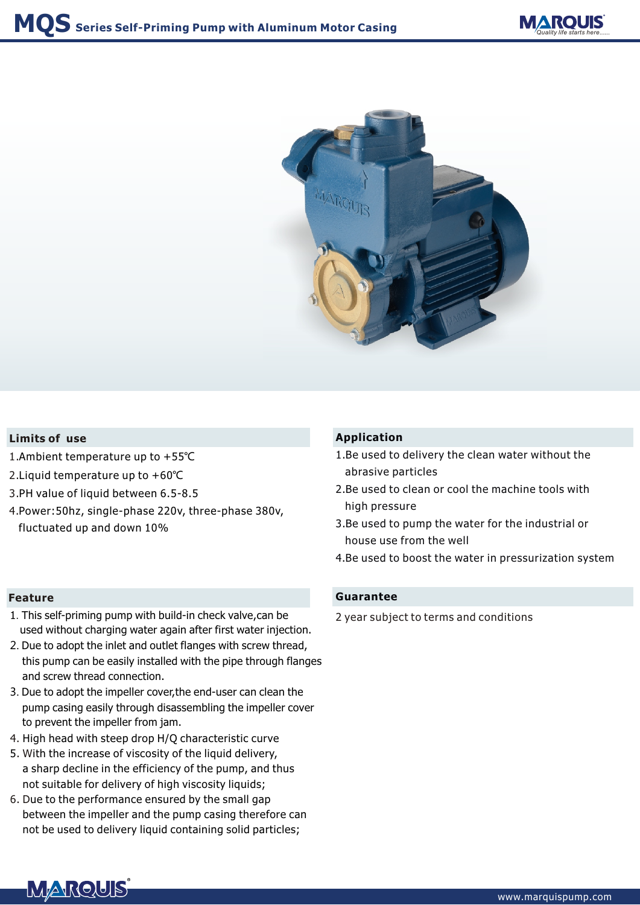# MQS Series Self-Priming Pump with Aluminum Motor Casing

## Limits of use

1.Ambient temperature up to +55℃
2.Liquid temperature up to +60℃
3.PH value of liquid between 6.5-8.5
4.Power:50hz, single-phase 220v, three-phase 380v, fluctuated up and down 10%

## Application

1.Be used to delivery the clean water without the abrasive particles
2.Be used to clean or cool the machine tools with high pressure
3.Be used to pump the water for the industrial or house use from the well
4.Be used to boost the water in pressurization system

## Feature

1. This self-priming pump with build-in check valve,can be used without charging water again after first water injection.
2. Due to adopt the inlet and outlet flanges with screw thread, this pump can be easily installed with the pipe through flanges and screw thread connection.
3. Due to adopt the impeller cover,the end-user can clean the pump casing easily through disassembling the impeller cover to prevent the impeller from jam.
4. High head with steep drop H/Q characteristic curve
5. With the increase of viscosity of the liquid delivery, a sharp decline in the efficiency of the pump, and thus not suitable for delivery of high viscosity liquids;
6. Due to the performance ensured by the small gap between the impeller and the pump casing therefore can not be used to delivery liquid containing solid particles;

## Guarantee

2 year subject to terms and conditions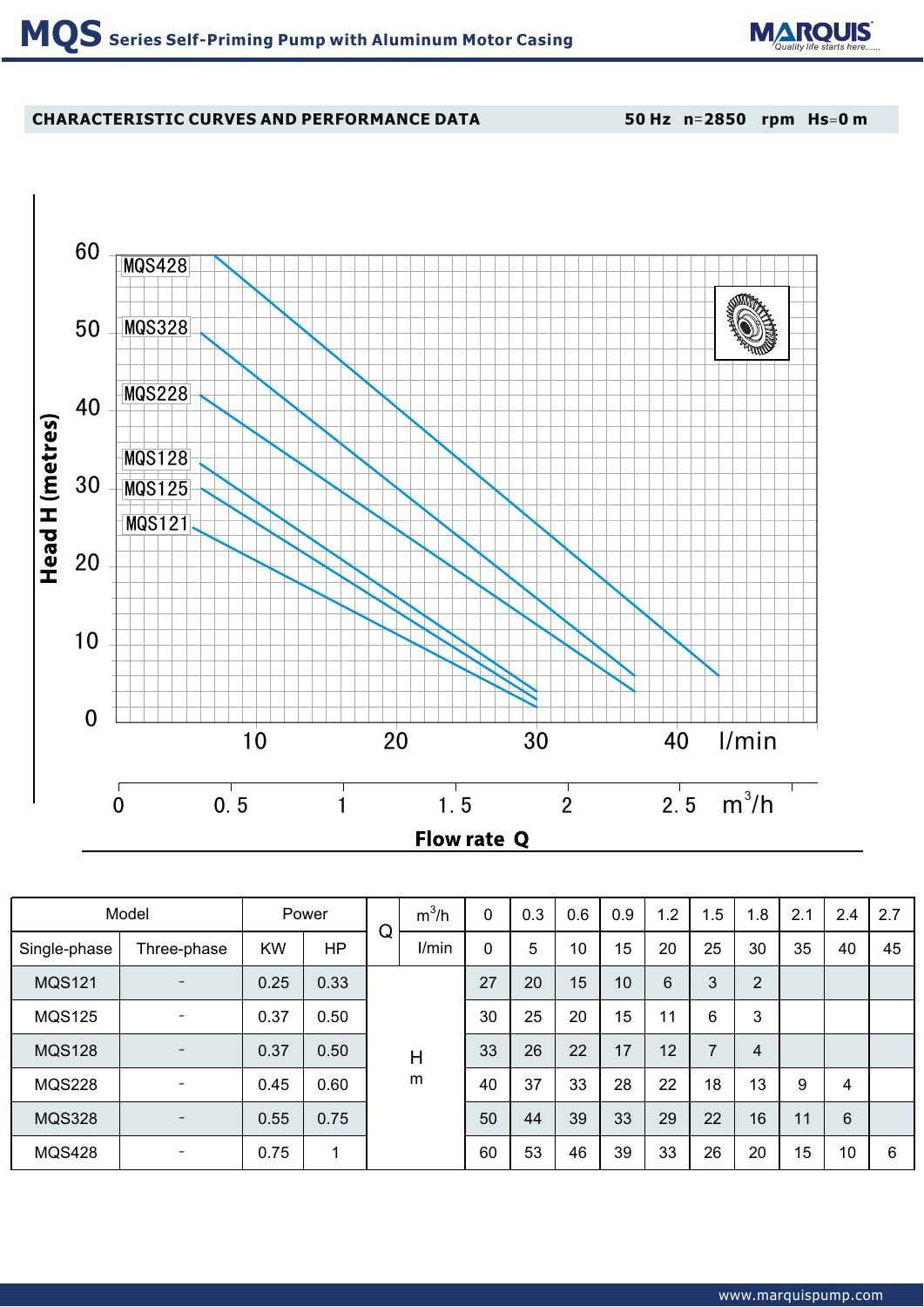# MQS Series Self-Priming Pump with Aluminum Motor Casing

## CHARACTERISTIC CURVES AND PERFORMANCE DATA

50 Hz n=2850 rpm Hs=0 m

Head H (metres)

MQS428, MQS328, MQS228, MQS128, MQS125, MQS121

Flow rate Q (l/min; $m^3/h$)

| Model | | Power | | Q | $m^3/h$ | 0 | 0.3 | 0.6 | 0.9 | 1.2 | 1.5 | 1.8 | 2.1 | 2.4 | 2.7 |
|---|---|---|---|---|---|---|---|---|---|---|---|---|---|---|---|
| Single-phase | Three-phase | KW | HP | | l/min | 0 | 5 | 10 | 15 | 20 | 25 | 30 | 35 | 40 | 45 |
| MQS121 | - | 0.25 | 0.33 | H | m | 27 | 20 | 15 | 10 | 6 | 3 | 2 | | | |
| MQS125 | - | 0.37 | 0.50 | | | 30 | 25 | 20 | 15 | 11 | 6 | 3 | | | |
| MQS128 | - | 0.37 | 0.50 | | | 33 | 26 | 22 | 17 | 12 | 7 | 4 | | | |
| MQS228 | - | 0.45 | 0.60 | | | 40 | 37 | 33 | 28 | 22 | 18 | 13 | 9 | 4 | |
| MQS328 | - | 0.55 | 0.75 | | | 50 | 44 | 39 | 33 | 29 | 22 | 16 | 11 | 6 | |
| MQS428 | - | 0.75 | 1 | | | 60 | 53 | 46 | 39 | 33 | 26 | 20 | 15 | 10 | 6 |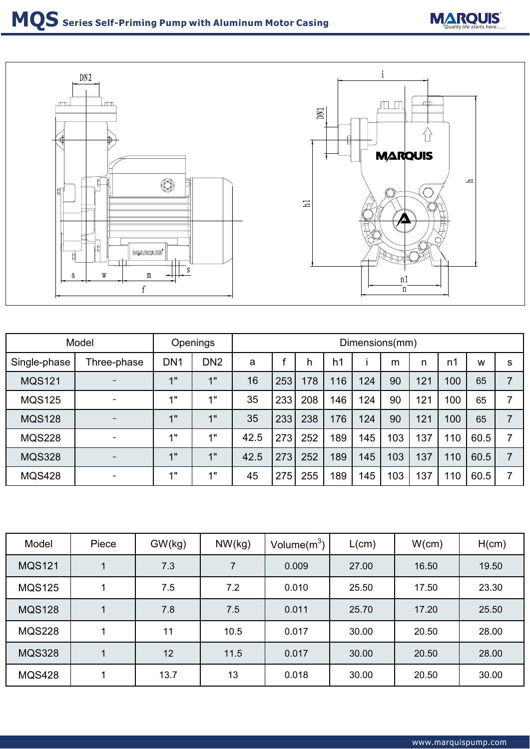# MQS Series Self-Priming Pump with Aluminum Motor Casing

| Model | | Openings | | Dimensions(mm) | | | | | | | | | |
|---|---|---|---|---|---|---|---|---|---|---|---|---|---|
| Single-phase | Three-phase | DN1 | DN2 | a | f | h | h1 | i | m | n | n1 | w | s |
| MQS121 | - | 1" | 1" | 16 | 253 | 178 | 116 | 124 | 90 | 121 | 100 | 65 | 7 |
| MQS125 | - | 1" | 1" | 35 | 233 | 208 | 146 | 124 | 90 | 121 | 100 | 65 | 7 |
| MQS128 | - | 1" | 1" | 35 | 233 | 238 | 176 | 124 | 90 | 121 | 100 | 65 | 7 |
| MQS228 | - | 1" | 1" | 42.5 | 273 | 252 | 189 | 145 | 103 | 137 | 110 | 60.5 | 7 |
| MQS328 | - | 1" | 1" | 42.5 | 273 | 252 | 189 | 145 | 103 | 137 | 110 | 60.5 | 7 |
| MQS428 | - | 1" | 1" | 45 | 275 | 255 | 189 | 145 | 103 | 137 | 110 | 60.5 | 7 |

| Model | Piece | GW(kg) | NW(kg) | Volume($m^3$) | L(cm) | W(cm) | H(cm) |
|---|---|---|---|---|---|---|---|
| MQS121 | 1 | 7.3 | 7 | 0.009 | 27.00 | 16.50 | 19.50 |
| MQS125 | 1 | 7.5 | 7.2 | 0.010 | 25.50 | 17.50 | 23.30 |
| MQS128 | 1 | 7.8 | 7.5 | 0.011 | 25.70 | 17.20 | 25.50 |
| MQS228 | 1 | 11 | 10.5 | 0.017 | 30.00 | 20.50 | 28.00 |
| MQS328 | 1 | 12 | 11.5 | 0.017 | 30.00 | 20.50 | 28.00 |
| MQS428 | 1 | 13.7 | 13 | 0.018 | 30.00 | 20.50 | 30.00 |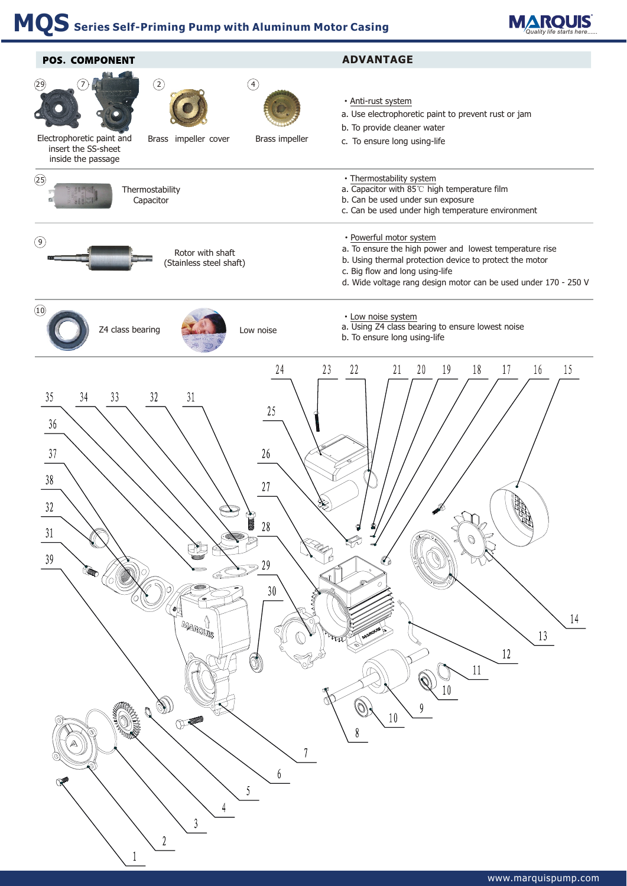# MQS Series Self-Priming Pump with Aluminum Motor Casing

| POS. COMPONENT | | ADVANTAGE |
|---|---|---|
| 29 7 | Electrophoretic paint and insert the SS-sheet inside the passage; 2 Brass impeller cover; 4 Brass impeller | • Anti-rust system<br>a. Use electrophoretic paint to prevent rust or jam<br>b. To provide cleaner water<br>c. To ensure long using-life |
| 25 | Thermostability Capacitor | • Thermostability system<br>a. Capacitor with 85℃ high temperature film<br>b. Can be used under sun exposure<br>c. Can be used under high temperature environment |
| 9 | Rotor with shaft (Stainless steel shaft) | • Powerful motor system<br>a. To ensure the high power and lowest temperature rise<br>b. Using thermal protection device to protect the motor<br>c. Big flow and long using-life<br>d. Wide voltage rang design motor can be used under 170 - 250 V |
| 10 | Z4 class bearing; Low noise | • Low noise system<br>a. Using Z4 class bearing to ensure lowest noise<br>b. To ensure long using-life |

24 23 22 21 20 19 18 17 16 15
35 34 33 32 31
25
36
26
37
27
38
28
32
31
29
39
30
14
13
12
11
10
9
10
8
7
6
5
4
3
2
1

www.marquispump.com